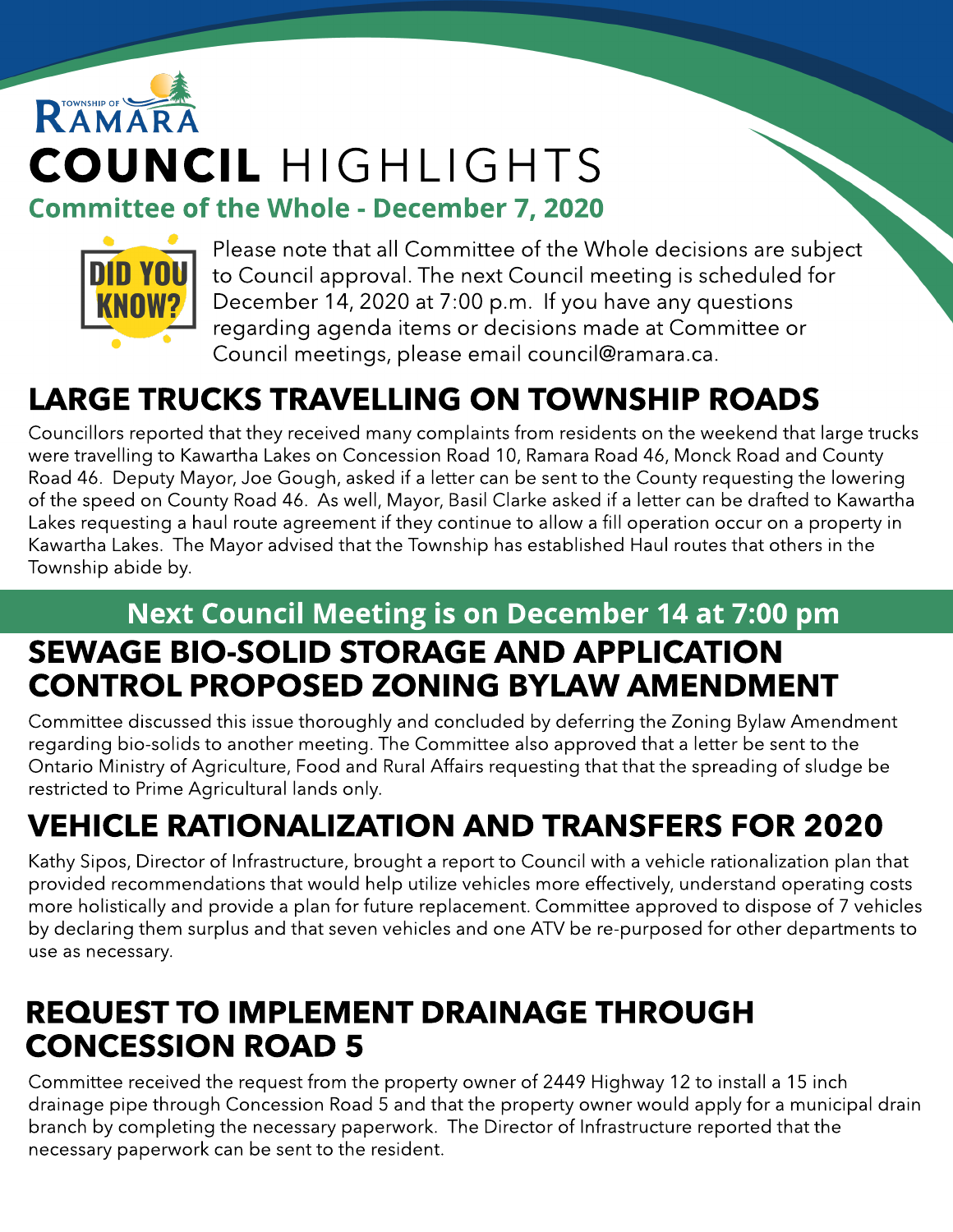TOWNSHIP OF RAMARA

# COUNCIL HIGHLIGHTS

## Committee of the Whole - December 7, 2020

DID YOU KNOW?

Please note that all Committee of the Whole decisions are subject to Council approval. The next Council meeting is scheduled for December 14, 2020 at 7:00 p.m. If you have any questions regarding agenda items or decisions made at Committee or Council meetings, please email council@ramara.ca.

## LARGE TRUCKS TRAVELLING ON TOWNSHIP ROADS

Councillors reported that they received many complaints from residents on the weekend that large trucks were travelling to Kawartha Lakes on Concession Road 10, Ramara Road 46, Monck Road and County Road 46. Deputy Mayor, Joe Gough, asked if a letter can be sent to the County requesting the lowering of the speed on County Road 46. As well, Mayor, Basil Clarke asked if a letter can be drafted to Kawartha Lakes requesting a haul route agreement if they continue to allow a fill operation occur on a property in Kawartha Lakes. The Mayor advised that the Township has established Haul routes that others in the Township abide by.

**Next Council Meeting is on December 14 at 7:00 pm**

## SEWAGE BIO-SOLID STORAGE AND APPLICATION CONTROL PROPOSED ZONING BYLAW AMENDMENT

Committee discussed this issue thoroughly and concluded by deferring the Zoning Bylaw Amendment regarding bio-solids to another meeting. The Committee also approved that a letter be sent to the Ontario Ministry of Agriculture, Food and Rural Affairs requesting that that the spreading of sludge be restricted to Prime Agricultural lands only.

## VEHICLE RATIONALIZATION AND TRANSFERS FOR 2020

Kathy Sipos, Director of Infrastructure, brought a report to Council with a vehicle rationalization plan that provided recommendations that would help utilize vehicles more effectively, understand operating costs more holistically and provide a plan for future replacement. Committee approved to dispose of 7 vehicles by declaring them surplus and that seven vehicles and one ATV be re-purposed for other departments to use as necessary.

## REQUEST TO IMPLEMENT DRAINAGE THROUGH CONCESSION ROAD 5

Committee received the request from the property owner of 2449 Highway 12 to install a 15 inch drainage pipe through Concession Road 5 and that the property owner would apply for a municipal drain branch by completing the necessary paperwork. The Director of Infrastructure reported that the necessary paperwork can be sent to the resident.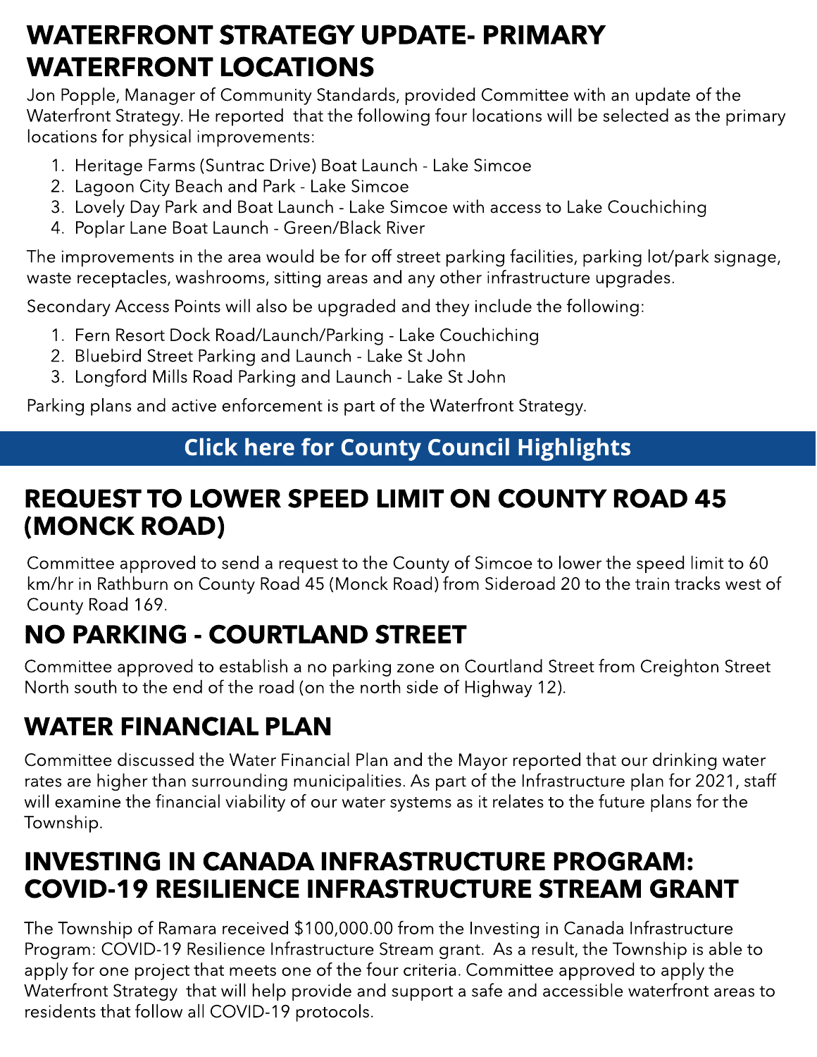## WATERFRONT STRATEGY UPDATE- PRIMARY WATERFRONT LOCATIONS

Jon Popple, Manager of Community Standards, provided Committee with an update of the Waterfront Strategy. He reported that the following four locations will be selected as the primary locations for physical improvements:

1. Heritage Farms (Suntrac Drive) Boat Launch - Lake Simcoe
2. Lagoon City Beach and Park - Lake Simcoe
3. Lovely Day Park and Boat Launch - Lake Simcoe with access to Lake Couchiching
4. Poplar Lane Boat Launch - Green/Black River

The improvements in the area would be for off street parking facilities, parking lot/park signage, waste receptacles, washrooms, sitting areas and any other infrastructure upgrades.

Secondary Access Points will also be upgraded and they include the following:

1. Fern Resort Dock Road/Launch/Parking - Lake Couchiching
2. Bluebird Street Parking and Launch - Lake St John
3. Longford Mills Road Parking and Launch - Lake St John

Parking plans and active enforcement is part of the Waterfront Strategy.

**Click here for County Council Highlights**

## REQUEST TO LOWER SPEED LIMIT ON COUNTY ROAD 45 (MONCK ROAD)

Committee approved to send a request to the County of Simcoe to lower the speed limit to 60 km/hr in Rathburn on County Road 45 (Monck Road) from Sideroad 20 to the train tracks west of County Road 169.

## NO PARKING - COURTLAND STREET

Committee approved to establish a no parking zone on Courtland Street from Creighton Street North south to the end of the road (on the north side of Highway 12).

## WATER FINANCIAL PLAN

Committee discussed the Water Financial Plan and the Mayor reported that our drinking water rates are higher than surrounding municipalities. As part of the Infrastructure plan for 2021, staff will examine the financial viability of our water systems as it relates to the future plans for the Township.

## INVESTING IN CANADA INFRASTRUCTURE PROGRAM: COVID-19 RESILIENCE INFRASTRUCTURE STREAM GRANT

The Township of Ramara received $100,000.00 from the Investing in Canada Infrastructure Program: COVID-19 Resilience Infrastructure Stream grant. As a result, the Township is able to apply for one project that meets one of the four criteria. Committee approved to apply the Waterfront Strategy that will help provide and support a safe and accessible waterfront areas to residents that follow all COVID-19 protocols.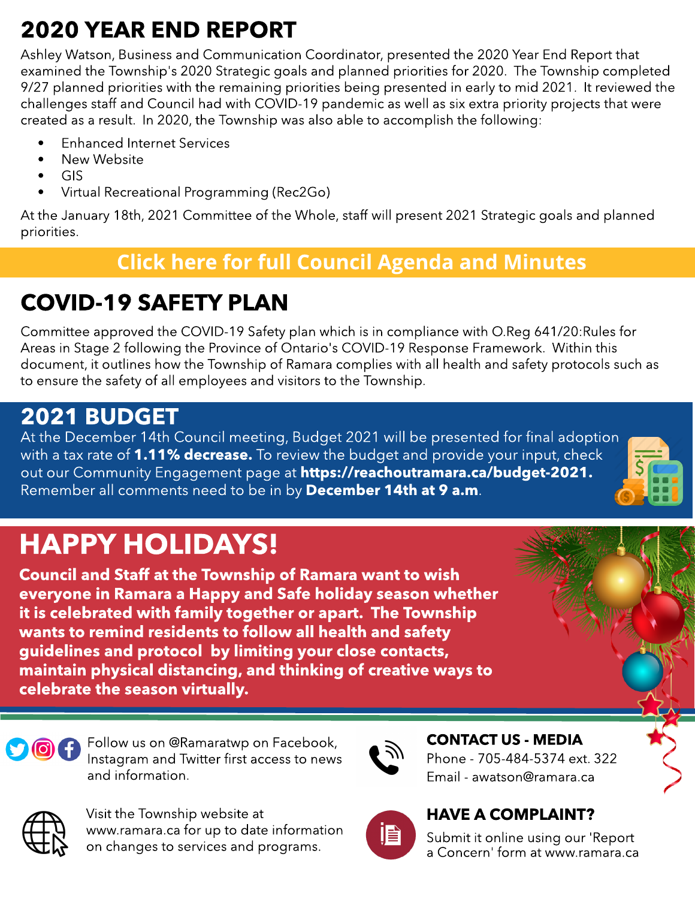## 2020 YEAR END REPORT

Ashley Watson, Business and Communication Coordinator, presented the 2020 Year End Report that examined the Township's 2020 Strategic goals and planned priorities for 2020. The Township completed 9/27 planned priorities with the remaining priorities being presented in early to mid 2021. It reviewed the challenges staff and Council had with COVID-19 pandemic as well as six extra priority projects that were created as a result. In 2020, the Township was also able to accomplish the following:

- Enhanced Internet Services
- New Website
- GIS
- Virtual Recreational Programming (Rec2Go)

At the January 18th, 2021 Committee of the Whole, staff will present 2021 Strategic goals and planned priorities.

**Click here for full Council Agenda and Minutes**

## COVID-19 SAFETY PLAN

Committee approved the COVID-19 Safety plan which is in compliance with O.Reg 641/20:Rules for Areas in Stage 2 following the Province of Ontario's COVID-19 Response Framework. Within this document, it outlines how the Township of Ramara complies with all health and safety protocols such as to ensure the safety of all employees and visitors to the Township.

## 2021 BUDGET

At the December 14th Council meeting, Budget 2021 will be presented for final adoption with a tax rate of **1.11% decrease.** To review the budget and provide your input, check out our Community Engagement page at **https://reachoutramara.ca/budget-2021.** Remember all comments need to be in by **December 14th at 9 a.m**.

## HAPPY HOLIDAYS!

**Council and Staff at the Township of Ramara want to wish everyone in Ramara a Happy and Safe holiday season whether it is celebrated with family together or apart. The Township wants to remind residents to follow all health and safety guidelines and protocol by limiting your close contacts, maintain physical distancing, and thinking of creative ways to celebrate the season virtually.**

Follow us on @Ramaratwp on Facebook, Instagram and Twitter first access to news and information.

Visit the Township website at www.ramara.ca for up to date information on changes to services and programs.

### CONTACT US - MEDIA

Phone - 705-484-5374 ext. 322
Email - awatson@ramara.ca

### HAVE A COMPLAINT?

Submit it online using our 'Report a Concern' form at www.ramara.ca